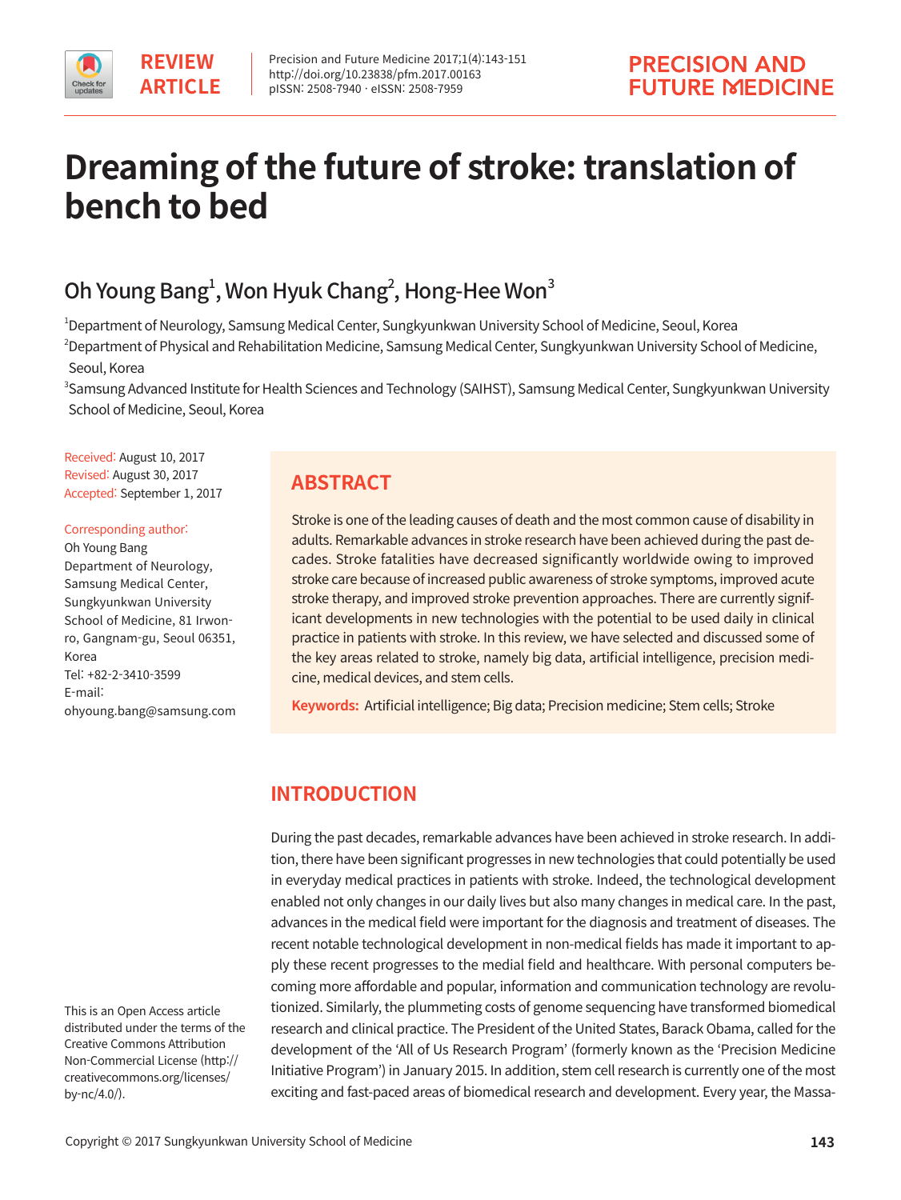REVIEW ARTICLE

# Dreaming of the future of stroke: translation of bench to bed

Oh Young Bang[1], Won Hyuk Chang[2], Hong-Hee Won[3]

[1]Department of Neurology, Samsung Medical Center, Sungkyunkwan University School of Medicine, Seoul, Korea

[2]Department of Physical and Rehabilitation Medicine, Samsung Medical Center, Sungkyunkwan University School of Medicine, Seoul, Korea

[3]Samsung Advanced Institute for Health Sciences and Technology (SAIHST), Samsung Medical Center, Sungkyunkwan University School of Medicine, Seoul, Korea

Received: August 10, 2017
Revised: August 30, 2017
Accepted: September 1, 2017

Corresponding author:
Oh Young Bang
Department of Neurology, Samsung Medical Center, Sungkyunkwan University School of Medicine, 81 Irwon-ro, Gangnam-gu, Seoul 06351, Korea
Tel: +82-2-3410-3599
E-mail: ohyoung.bang@samsung.com

## ABSTRACT

Stroke is one of the leading causes of death and the most common cause of disability in adults. Remarkable advances in stroke research have been achieved during the past decades. Stroke fatalities have decreased significantly worldwide owing to improved stroke care because of increased public awareness of stroke symptoms, improved acute stroke therapy, and improved stroke prevention approaches. There are currently significant developments in new technologies with the potential to be used daily in clinical practice in patients with stroke. In this review, we have selected and discussed some of the key areas related to stroke, namely big data, artificial intelligence, precision medicine, medical devices, and stem cells.

**Keywords:** Artificial intelligence; Big data; Precision medicine; Stem cells; Stroke

## INTRODUCTION

During the past decades, remarkable advances have been achieved in stroke research. In addition, there have been significant progresses in new technologies that could potentially be used in everyday medical practices in patients with stroke. Indeed, the technological development enabled not only changes in our daily lives but also many changes in medical care. In the past, advances in the medical field were important for the diagnosis and treatment of diseases. The recent notable technological development in non-medical fields has made it important to apply these recent progresses to the medial field and healthcare. With personal computers becoming more affordable and popular, information and communication technology are revolutionized. Similarly, the plummeting costs of genome sequencing have transformed biomedical research and clinical practice. The President of the United States, Barack Obama, called for the development of the 'All of Us Research Program' (formerly known as the 'Precision Medicine Initiative Program') in January 2015. In addition, stem cell research is currently one of the most exciting and fast-paced areas of biomedical research and development. Every year, the Massa-

This is an Open Access article distributed under the terms of the Creative Commons Attribution Non-Commercial License (http://creativecommons.org/licenses/by-nc/4.0/).

Copyright © 2017 Sungkyunkwan University School of Medicine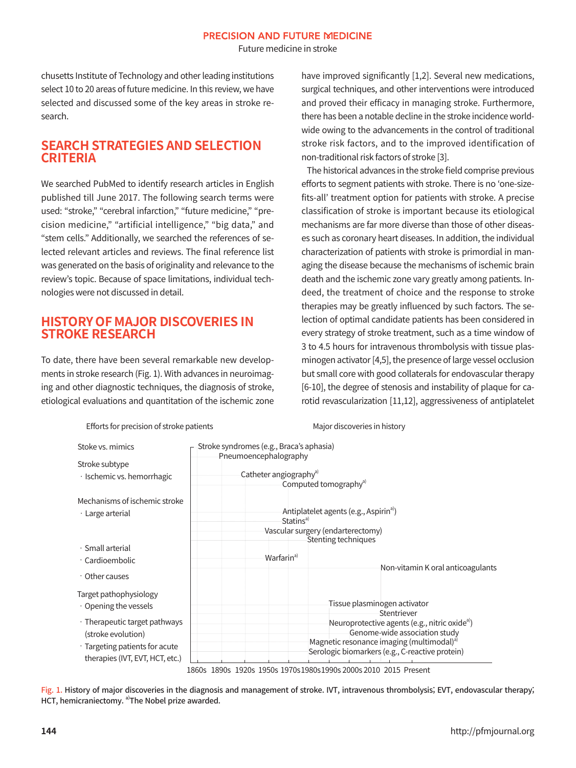chusetts Institute of Technology and other leading institutions select 10 to 20 areas of future medicine. In this review, we have selected and discussed some of the key areas in stroke research.

## SEARCH STRATEGIES AND SELECTION CRITERIA

We searched PubMed to identify research articles in English published till June 2017. The following search terms were used: "stroke," "cerebral infarction," "future medicine," "precision medicine," "artificial intelligence," "big data," and "stem cells." Additionally, we searched the references of selected relevant articles and reviews. The final reference list was generated on the basis of originality and relevance to the review's topic. Because of space limitations, individual technologies were not discussed in detail.

## HISTORY OF MAJOR DISCOVERIES IN STROKE RESEARCH

To date, there have been several remarkable new developments in stroke research (Fig. 1). With advances in neuroimaging and other diagnostic techniques, the diagnosis of stroke, etiological evaluations and quantitation of the ischemic zone have improved significantly [1,2]. Several new medications, surgical techniques, and other interventions were introduced and proved their efficacy in managing stroke. Furthermore, there has been a notable decline in the stroke incidence worldwide owing to the advancements in the control of traditional stroke risk factors, and to the improved identification of non-traditional risk factors of stroke [3].

The historical advances in the stroke field comprise previous efforts to segment patients with stroke. There is no 'one-size-fits-all' treatment option for patients with stroke. A precise classification of stroke is important because its etiological mechanisms are far more diverse than those of other diseases such as coronary heart diseases. In addition, the individual characterization of patients with stroke is primordial in managing the disease because the mechanisms of ischemic brain death and the ischemic zone vary greatly among patients. Indeed, the treatment of choice and the response to stroke therapies may be greatly influenced by such factors. The selection of optimal candidate patients has been considered in every strategy of stroke treatment, such as a time window of 3 to 4.5 hours for intravenous thrombolysis with tissue plasminogen activator [4,5], the presence of large vessel occlusion but small core with good collaterals for endovascular therapy [6-10], the degree of stenosis and instability of plaque for carotid revascularization [11,12], aggressiveness of antiplatelet

Efforts for precision of stroke patients | Major discoveries in history

- Stoke vs. mimics — Stroke syndromes (e.g., Braca's aphasia); Pneumoencephalography
- Stroke subtype · Ischemic vs. hemorrhagic — Catheter angiography[a]; Computed tomography[a]
- Mechanisms of ischemic stroke · Large arterial — Antiplatelet agents (e.g., Aspirin[a]); Statins[a]; Vascular surgery (endarterectomy); Stenting techniques
- · Small arterial · Cardioembolic — Warfarin[a]; Non-vitamin K oral anticoagulants
- · Other causes
- Target pathophysiology · Opening the vessels — Tissue plasminogen activator; Stentriever
- · Therapeutic target pathways (stroke evolution) — Neuroprotective agents (e.g., nitric oxide[a]); Genome-wide association study
- · Targeting patients for acute therapies (IVT, EVT, HCT, etc.) — Magnetic resonance imaging (multimodal)[a]; Serologic biomarkers (e.g., C-reactive protein)

1860s 1890s 1920s 1950s 1970s 1980s 1990s 2000s 2010 2015 Present

Fig. 1. History of major discoveries in the diagnosis and management of stroke. IVT, intravenous thrombolysis; EVT, endovascular therapy; HCT, hemicraniectomy. [a]The Nobel prize awarded.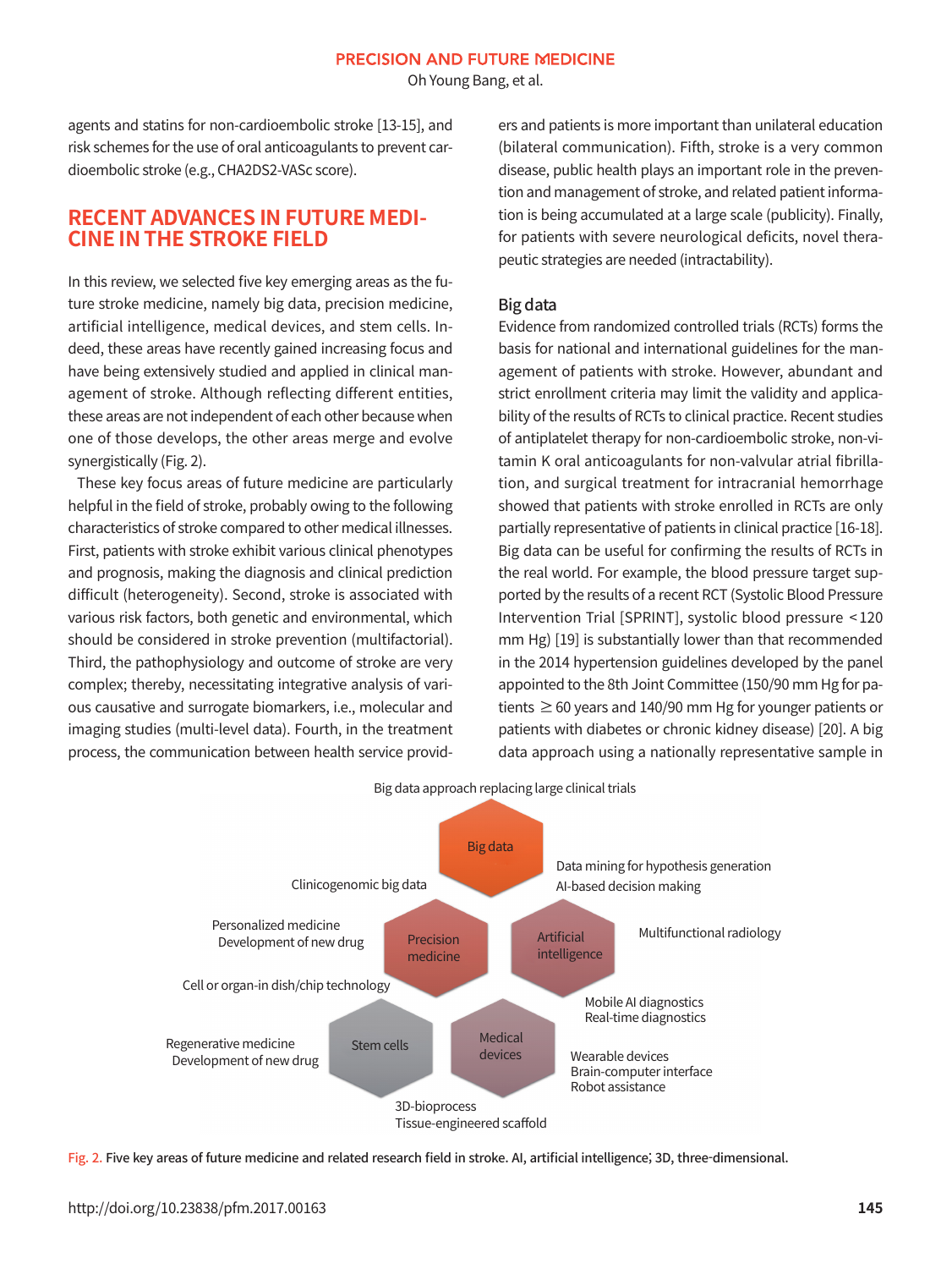agents and statins for non-cardioembolic stroke [13-15], and risk schemes for the use of oral anticoagulants to prevent cardioembolic stroke (e.g., CHA2DS2-VASc score).

## RECENT ADVANCES IN FUTURE MEDICINE IN THE STROKE FIELD

In this review, we selected five key emerging areas as the future stroke medicine, namely big data, precision medicine, artificial intelligence, medical devices, and stem cells. Indeed, these areas have recently gained increasing focus and have being extensively studied and applied in clinical management of stroke. Although reflecting different entities, these areas are not independent of each other because when one of those develops, the other areas merge and evolve synergistically (Fig. 2).

These key focus areas of future medicine are particularly helpful in the field of stroke, probably owing to the following characteristics of stroke compared to other medical illnesses. First, patients with stroke exhibit various clinical phenotypes and prognosis, making the diagnosis and clinical prediction difficult (heterogeneity). Second, stroke is associated with various risk factors, both genetic and environmental, which should be considered in stroke prevention (multifactorial). Third, the pathophysiology and outcome of stroke are very complex; thereby, necessitating integrative analysis of various causative and surrogate biomarkers, i.e., molecular and imaging studies (multi-level data). Fourth, in the treatment process, the communication between health service providers and patients is more important than unilateral education (bilateral communication). Fifth, stroke is a very common disease, public health plays an important role in the prevention and management of stroke, and related patient information is being accumulated at a large scale (publicity). Finally, for patients with severe neurological deficits, novel therapeutic strategies are needed (intractability).

### Big data

Evidence from randomized controlled trials (RCTs) forms the basis for national and international guidelines for the management of patients with stroke. However, abundant and strict enrollment criteria may limit the validity and applicability of the results of RCTs to clinical practice. Recent studies of antiplatelet therapy for non-cardioembolic stroke, non-vitamin K oral anticoagulants for non-valvular atrial fibrillation, and surgical treatment for intracranial hemorrhage showed that patients with stroke enrolled in RCTs are only partially representative of patients in clinical practice [16-18]. Big data can be useful for confirming the results of RCTs in the real world. For example, the blood pressure target supported by the results of a recent RCT (Systolic Blood Pressure Intervention Trial [SPRINT], systolic blood pressure <120 mm Hg) [19] is substantially lower than that recommended in the 2014 hypertension guidelines developed by the panel appointed to the 8th Joint Committee (150/90 mm Hg for patients ≥60 years and 140/90 mm Hg for younger patients or patients with diabetes or chronic kidney disease) [20]. A big data approach using a nationally representative sample in

Big data approach replacing large clinical trials

Big data

Data mining for hypothesis generation
AI-based decision making

Clinicogenomic big data

Personalized medicine
Development of new drug

Precision medicine

Artificial intelligence

Multifunctional radiology

Cell or organ-in dish/chip technology

Mobile AI diagnostics
Real-time diagnostics

Regenerative medicine
Development of new drug

Stem cells

Medical devices

Wearable devices
Brain-computer interface
Robot assistance

3D-bioprocess
Tissue-engineered scaffold

Fig. 2. Five key areas of future medicine and related research field in stroke. AI, artificial intelligence; 3D, three-dimensional.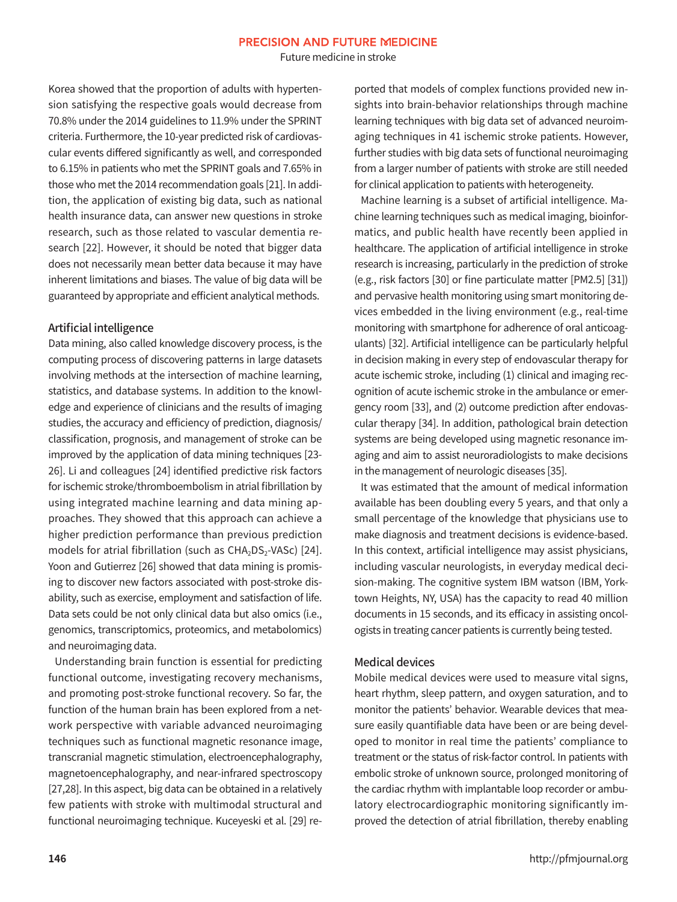Korea showed that the proportion of adults with hypertension satisfying the respective goals would decrease from 70.8% under the 2014 guidelines to 11.9% under the SPRINT criteria. Furthermore, the 10-year predicted risk of cardiovascular events differed significantly as well, and corresponded to 6.15% in patients who met the SPRINT goals and 7.65% in those who met the 2014 recommendation goals [21]. In addition, the application of existing big data, such as national health insurance data, can answer new questions in stroke research, such as those related to vascular dementia research [22]. However, it should be noted that bigger data does not necessarily mean better data because it may have inherent limitations and biases. The value of big data will be guaranteed by appropriate and efficient analytical methods.

### Artificial intelligence

Data mining, also called knowledge discovery process, is the computing process of discovering patterns in large datasets involving methods at the intersection of machine learning, statistics, and database systems. In addition to the knowledge and experience of clinicians and the results of imaging studies, the accuracy and efficiency of prediction, diagnosis/classification, prognosis, and management of stroke can be improved by the application of data mining techniques [23-26]. Li and colleagues [24] identified predictive risk factors for ischemic stroke/thromboembolism in atrial fibrillation by using integrated machine learning and data mining approaches. They showed that this approach can achieve a higher prediction performance than previous prediction models for atrial fibrillation (such as $CHA_2DS_2$-VASc) [24]. Yoon and Gutierrez [26] showed that data mining is promising to discover new factors associated with post-stroke disability, such as exercise, employment and satisfaction of life. Data sets could be not only clinical data but also omics (i.e., genomics, transcriptomics, proteomics, and metabolomics) and neuroimaging data.

Understanding brain function is essential for predicting functional outcome, investigating recovery mechanisms, and promoting post-stroke functional recovery. So far, the function of the human brain has been explored from a network perspective with variable advanced neuroimaging techniques such as functional magnetic resonance image, transcranial magnetic stimulation, electroencephalography, magnetoencephalography, and near-infrared spectroscopy [27,28]. In this aspect, big data can be obtained in a relatively few patients with stroke with multimodal structural and functional neuroimaging technique. Kuceyeski et al. [29] reported that models of complex functions provided new insights into brain-behavior relationships through machine learning techniques with big data set of advanced neuroimaging techniques in 41 ischemic stroke patients. However, further studies with big data sets of functional neuroimaging from a larger number of patients with stroke are still needed for clinical application to patients with heterogeneity.

Machine learning is a subset of artificial intelligence. Machine learning techniques such as medical imaging, bioinformatics, and public health have recently been applied in healthcare. The application of artificial intelligence in stroke research is increasing, particularly in the prediction of stroke (e.g., risk factors [30] or fine particulate matter [PM2.5] [31]) and pervasive health monitoring using smart monitoring devices embedded in the living environment (e.g., real-time monitoring with smartphone for adherence of oral anticoagulants) [32]. Artificial intelligence can be particularly helpful in decision making in every step of endovascular therapy for acute ischemic stroke, including (1) clinical and imaging recognition of acute ischemic stroke in the ambulance or emergency room [33], and (2) outcome prediction after endovascular therapy [34]. In addition, pathological brain detection systems are being developed using magnetic resonance imaging and aim to assist neuroradiologists to make decisions in the management of neurologic diseases [35].

It was estimated that the amount of medical information available has been doubling every 5 years, and that only a small percentage of the knowledge that physicians use to make diagnosis and treatment decisions is evidence-based. In this context, artificial intelligence may assist physicians, including vascular neurologists, in everyday medical decision-making. The cognitive system IBM watson (IBM, Yorktown Heights, NY, USA) has the capacity to read 40 million documents in 15 seconds, and its efficacy in assisting oncologists in treating cancer patients is currently being tested.

### Medical devices

Mobile medical devices were used to measure vital signs, heart rhythm, sleep pattern, and oxygen saturation, and to monitor the patients' behavior. Wearable devices that measure easily quantifiable data have been or are being developed to monitor in real time the patients' compliance to treatment or the status of risk-factor control. In patients with embolic stroke of unknown source, prolonged monitoring of the cardiac rhythm with implantable loop recorder or ambulatory electrocardiographic monitoring significantly improved the detection of atrial fibrillation, thereby enabling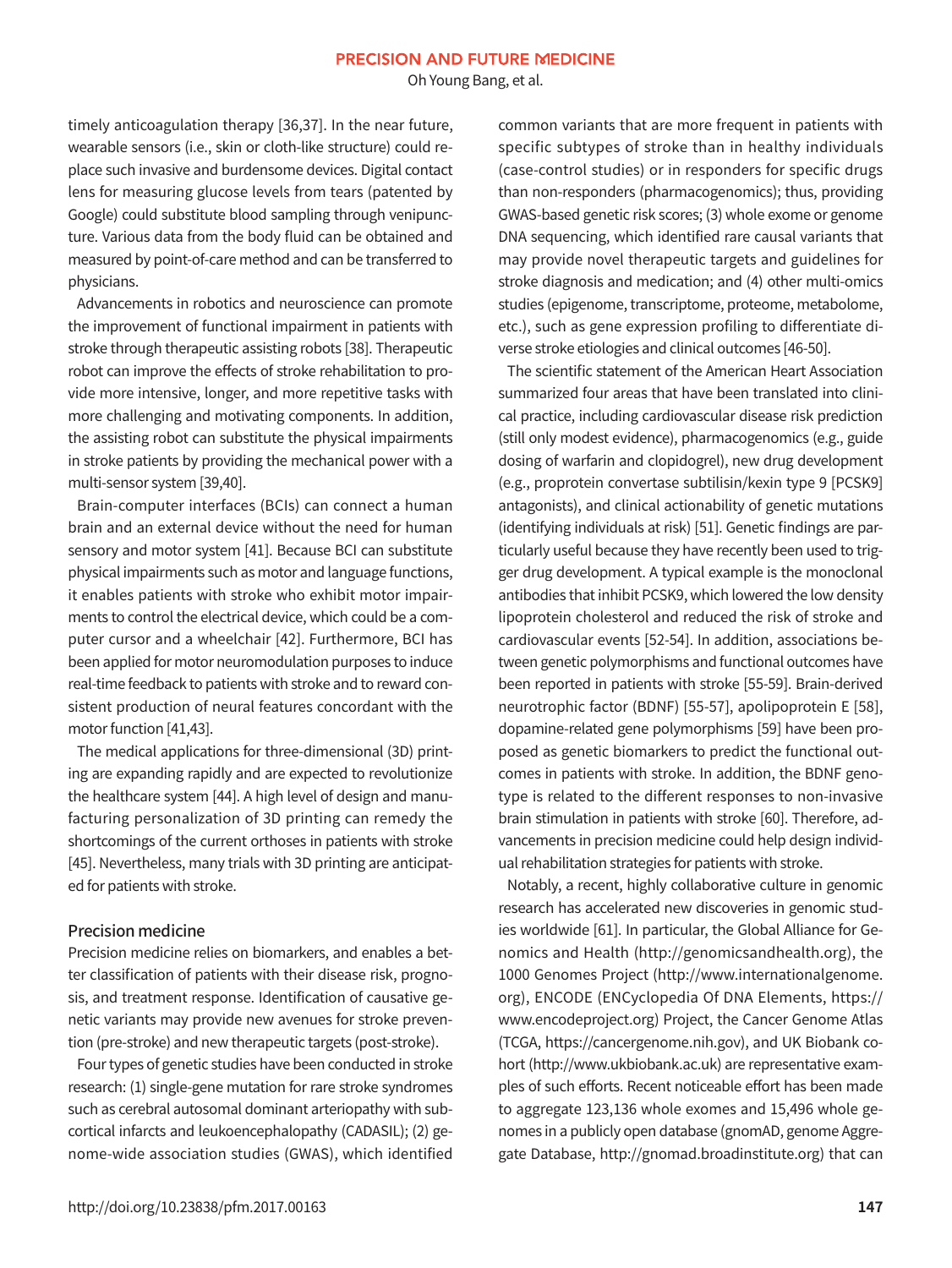timely anticoagulation therapy [36,37]. In the near future, wearable sensors (i.e., skin or cloth-like structure) could replace such invasive and burdensome devices. Digital contact lens for measuring glucose levels from tears (patented by Google) could substitute blood sampling through venipuncture. Various data from the body fluid can be obtained and measured by point-of-care method and can be transferred to physicians.

Advancements in robotics and neuroscience can promote the improvement of functional impairment in patients with stroke through therapeutic assisting robots [38]. Therapeutic robot can improve the effects of stroke rehabilitation to provide more intensive, longer, and more repetitive tasks with more challenging and motivating components. In addition, the assisting robot can substitute the physical impairments in stroke patients by providing the mechanical power with a multi-sensor system [39,40].

Brain-computer interfaces (BCIs) can connect a human brain and an external device without the need for human sensory and motor system [41]. Because BCI can substitute physical impairments such as motor and language functions, it enables patients with stroke who exhibit motor impairments to control the electrical device, which could be a computer cursor and a wheelchair [42]. Furthermore, BCI has been applied for motor neuromodulation purposes to induce real-time feedback to patients with stroke and to reward consistent production of neural features concordant with the motor function [41,43].

The medical applications for three-dimensional (3D) printing are expanding rapidly and are expected to revolutionize the healthcare system [44]. A high level of design and manufacturing personalization of 3D printing can remedy the shortcomings of the current orthoses in patients with stroke [45]. Nevertheless, many trials with 3D printing are anticipated for patients with stroke.

## Precision medicine

Precision medicine relies on biomarkers, and enables a better classification of patients with their disease risk, prognosis, and treatment response. Identification of causative genetic variants may provide new avenues for stroke prevention (pre-stroke) and new therapeutic targets (post-stroke).

Four types of genetic studies have been conducted in stroke research: (1) single-gene mutation for rare stroke syndromes such as cerebral autosomal dominant arteriopathy with subcortical infarcts and leukoencephalopathy (CADASIL); (2) genome-wide association studies (GWAS), which identified common variants that are more frequent in patients with specific subtypes of stroke than in healthy individuals (case-control studies) or in responders for specific drugs than non-responders (pharmacogenomics); thus, providing GWAS-based genetic risk scores; (3) whole exome or genome DNA sequencing, which identified rare causal variants that may provide novel therapeutic targets and guidelines for stroke diagnosis and medication; and (4) other multi-omics studies (epigenome, transcriptome, proteome, metabolome, etc.), such as gene expression profiling to differentiate diverse stroke etiologies and clinical outcomes [46-50].

The scientific statement of the American Heart Association summarized four areas that have been translated into clinical practice, including cardiovascular disease risk prediction (still only modest evidence), pharmacogenomics (e.g., guide dosing of warfarin and clopidogrel), new drug development (e.g., proprotein convertase subtilisin/kexin type 9 [PCSK9] antagonists), and clinical actionability of genetic mutations (identifying individuals at risk) [51]. Genetic findings are particularly useful because they have recently been used to trigger drug development. A typical example is the monoclonal antibodies that inhibit PCSK9, which lowered the low density lipoprotein cholesterol and reduced the risk of stroke and cardiovascular events [52-54]. In addition, associations between genetic polymorphisms and functional outcomes have been reported in patients with stroke [55-59]. Brain-derived neurotrophic factor (BDNF) [55-57], apolipoprotein E [58], dopamine-related gene polymorphisms [59] have been proposed as genetic biomarkers to predict the functional outcomes in patients with stroke. In addition, the BDNF genotype is related to the different responses to non-invasive brain stimulation in patients with stroke [60]. Therefore, advancements in precision medicine could help design individual rehabilitation strategies for patients with stroke.

Notably, a recent, highly collaborative culture in genomic research has accelerated new discoveries in genomic studies worldwide [61]. In particular, the Global Alliance for Genomics and Health (http://genomicsandhealth.org), the 1000 Genomes Project (http://www.internationalgenome.org), ENCODE (ENCyclopedia Of DNA Elements, https://www.encodeproject.org) Project, the Cancer Genome Atlas (TCGA, https://cancergenome.nih.gov), and UK Biobank cohort (http://www.ukbiobank.ac.uk) are representative examples of such efforts. Recent noticeable effort has been made to aggregate 123,136 whole exomes and 15,496 whole genomes in a publicly open database (gnomAD, genome Aggregate Database, http://gnomad.broadinstitute.org) that can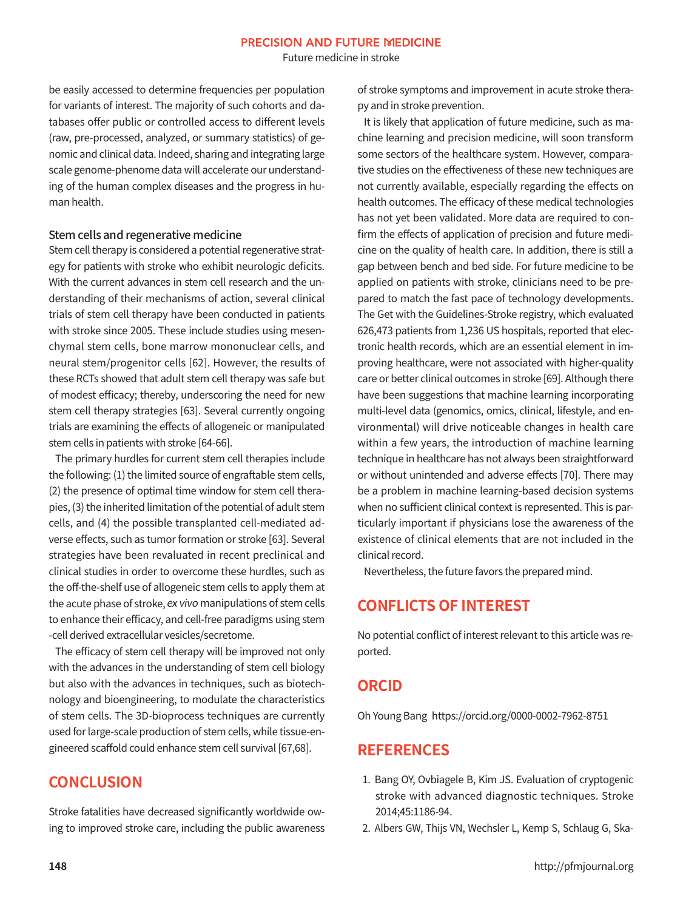be easily accessed to determine frequencies per population for variants of interest. The majority of such cohorts and databases offer public or controlled access to different levels (raw, pre-processed, analyzed, or summary statistics) of genomic and clinical data. Indeed, sharing and integrating large scale genome-phenome data will accelerate our understanding of the human complex diseases and the progress in human health.

### Stem cells and regenerative medicine

Stem cell therapy is considered a potential regenerative strategy for patients with stroke who exhibit neurologic deficits. With the current advances in stem cell research and the understanding of their mechanisms of action, several clinical trials of stem cell therapy have been conducted in patients with stroke since 2005. These include studies using mesenchymal stem cells, bone marrow mononuclear cells, and neural stem/progenitor cells [62]. However, the results of these RCTs showed that adult stem cell therapy was safe but of modest efficacy; thereby, underscoring the need for new stem cell therapy strategies [63]. Several currently ongoing trials are examining the effects of allogeneic or manipulated stem cells in patients with stroke [64-66].

The primary hurdles for current stem cell therapies include the following: (1) the limited source of engraftable stem cells, (2) the presence of optimal time window for stem cell therapies, (3) the inherited limitation of the potential of adult stem cells, and (4) the possible transplanted cell-mediated adverse effects, such as tumor formation or stroke [63]. Several strategies have been revaluated in recent preclinical and clinical studies in order to overcome these hurdles, such as the off-the-shelf use of allogeneic stem cells to apply them at the acute phase of stroke, *ex vivo* manipulations of stem cells to enhance their efficacy, and cell-free paradigms using stem-cell derived extracellular vesicles/secretome.

The efficacy of stem cell therapy will be improved not only with the advances in the understanding of stem cell biology but also with the advances in techniques, such as biotechnology and bioengineering, to modulate the characteristics of stem cells. The 3D-bioprocess techniques are currently used for large-scale production of stem cells, while tissue-engineered scaffold could enhance stem cell survival [67,68].

## CONCLUSION

Stroke fatalities have decreased significantly worldwide owing to improved stroke care, including the public awareness of stroke symptoms and improvement in acute stroke therapy and in stroke prevention.

It is likely that application of future medicine, such as machine learning and precision medicine, will soon transform some sectors of the healthcare system. However, comparative studies on the effectiveness of these new techniques are not currently available, especially regarding the effects on health outcomes. The efficacy of these medical technologies has not yet been validated. More data are required to confirm the effects of application of precision and future medicine on the quality of health care. In addition, there is still a gap between bench and bed side. For future medicine to be applied on patients with stroke, clinicians need to be prepared to match the fast pace of technology developments. The Get with the Guidelines-Stroke registry, which evaluated 626,473 patients from 1,236 US hospitals, reported that electronic health records, which are an essential element in improving healthcare, were not associated with higher-quality care or better clinical outcomes in stroke [69]. Although there have been suggestions that machine learning incorporating multi-level data (genomics, omics, clinical, lifestyle, and environmental) will drive noticeable changes in health care within a few years, the introduction of machine learning technique in healthcare has not always been straightforward or without unintended and adverse effects [70]. There may be a problem in machine learning-based decision systems when no sufficient clinical context is represented. This is particularly important if physicians lose the awareness of the existence of clinical elements that are not included in the clinical record.

Nevertheless, the future favors the prepared mind.

## CONFLICTS OF INTEREST

No potential conflict of interest relevant to this article was reported.

## ORCID

Oh Young Bang https://orcid.org/0000-0002-7962-8751

## REFERENCES

1. Bang OY, Ovbiagele B, Kim JS. Evaluation of cryptogenic stroke with advanced diagnostic techniques. Stroke 2014;45:1186-94.
2. Albers GW, Thijs VN, Wechsler L, Kemp S, Schlaug G, Ska-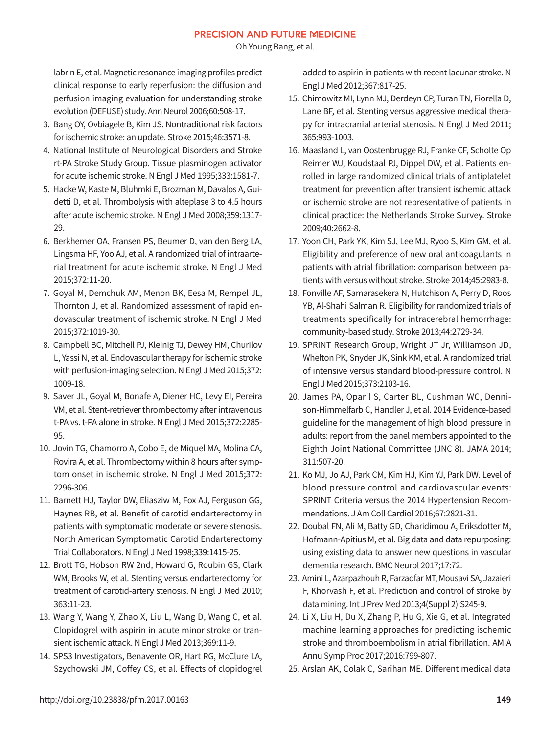labrin E, et al. Magnetic resonance imaging profiles predict clinical response to early reperfusion: the diffusion and perfusion imaging evaluation for understanding stroke evolution (DEFUSE) study. Ann Neurol 2006;60:508-17.

3. Bang OY, Ovbiagele B, Kim JS. Nontraditional risk factors for ischemic stroke: an update. Stroke 2015;46:3571-8.
4. National Institute of Neurological Disorders and Stroke rt-PA Stroke Study Group. Tissue plasminogen activator for acute ischemic stroke. N Engl J Med 1995;333:1581-7.
5. Hacke W, Kaste M, Bluhmki E, Brozman M, Davalos A, Guidetti D, et al. Thrombolysis with alteplase 3 to 4.5 hours after acute ischemic stroke. N Engl J Med 2008;359:1317-29.
6. Berkhemer OA, Fransen PS, Beumer D, van den Berg LA, Lingsma HF, Yoo AJ, et al. A randomized trial of intraarterial treatment for acute ischemic stroke. N Engl J Med 2015;372:11-20.
7. Goyal M, Demchuk AM, Menon BK, Eesa M, Rempel JL, Thornton J, et al. Randomized assessment of rapid endovascular treatment of ischemic stroke. N Engl J Med 2015;372:1019-30.
8. Campbell BC, Mitchell PJ, Kleinig TJ, Dewey HM, Churilov L, Yassi N, et al. Endovascular therapy for ischemic stroke with perfusion-imaging selection. N Engl J Med 2015;372:1009-18.
9. Saver JL, Goyal M, Bonafe A, Diener HC, Levy EI, Pereira VM, et al. Stent-retriever thrombectomy after intravenous t-PA vs. t-PA alone in stroke. N Engl J Med 2015;372:2285-95.
10. Jovin TG, Chamorro A, Cobo E, de Miquel MA, Molina CA, Rovira A, et al. Thrombectomy within 8 hours after symptom onset in ischemic stroke. N Engl J Med 2015;372:2296-306.
11. Barnett HJ, Taylor DW, Eliasziw M, Fox AJ, Ferguson GG, Haynes RB, et al. Benefit of carotid endarterectomy in patients with symptomatic moderate or severe stenosis. North American Symptomatic Carotid Endarterectomy Trial Collaborators. N Engl J Med 1998;339:1415-25.
12. Brott TG, Hobson RW 2nd, Howard G, Roubin GS, Clark WM, Brooks W, et al. Stenting versus endarterectomy for treatment of carotid-artery stenosis. N Engl J Med 2010;363:11-23.
13. Wang Y, Wang Y, Zhao X, Liu L, Wang D, Wang C, et al. Clopidogrel with aspirin in acute minor stroke or transient ischemic attack. N Engl J Med 2013;369:11-9.
14. SPS3 Investigators, Benavente OR, Hart RG, McClure LA, Szychowski JM, Coffey CS, et al. Effects of clopidogrel added to aspirin in patients with recent lacunar stroke. N Engl J Med 2012;367:817-25.
15. Chimowitz MI, Lynn MJ, Derdeyn CP, Turan TN, Fiorella D, Lane BF, et al. Stenting versus aggressive medical therapy for intracranial arterial stenosis. N Engl J Med 2011;365:993-1003.
16. Maasland L, van Oostenbrugge RJ, Franke CF, Scholte Op Reimer WJ, Koudstaal PJ, Dippel DW, et al. Patients enrolled in large randomized clinical trials of antiplatelet treatment for prevention after transient ischemic attack or ischemic stroke are not representative of patients in clinical practice: the Netherlands Stroke Survey. Stroke 2009;40:2662-8.
17. Yoon CH, Park YK, Kim SJ, Lee MJ, Ryoo S, Kim GM, et al. Eligibility and preference of new oral anticoagulants in patients with atrial fibrillation: comparison between patients with versus without stroke. Stroke 2014;45:2983-8.
18. Fonville AF, Samarasekera N, Hutchison A, Perry D, Roos YB, Al-Shahi Salman R. Eligibility for randomized trials of treatments specifically for intracerebral hemorrhage: community-based study. Stroke 2013;44:2729-34.
19. SPRINT Research Group, Wright JT Jr, Williamson JD, Whelton PK, Snyder JK, Sink KM, et al. A randomized trial of intensive versus standard blood-pressure control. N Engl J Med 2015;373:2103-16.
20. James PA, Oparil S, Carter BL, Cushman WC, Dennison-Himmelfarb C, Handler J, et al. 2014 Evidence-based guideline for the management of high blood pressure in adults: report from the panel members appointed to the Eighth Joint National Committee (JNC 8). JAMA 2014;311:507-20.
21. Ko MJ, Jo AJ, Park CM, Kim HJ, Kim YJ, Park DW. Level of blood pressure control and cardiovascular events: SPRINT Criteria versus the 2014 Hypertension Recommendations. J Am Coll Cardiol 2016;67:2821-31.
22. Doubal FN, Ali M, Batty GD, Charidimou A, Eriksdotter M, Hofmann-Apitius M, et al. Big data and data repurposing: using existing data to answer new questions in vascular dementia research. BMC Neurol 2017;17:72.
23. Amini L, Azarpazhouh R, Farzadfar MT, Mousavi SA, Jazaieri F, Khorvash F, et al. Prediction and control of stroke by data mining. Int J Prev Med 2013;4(Suppl 2):S245-9.
24. Li X, Liu H, Du X, Zhang P, Hu G, Xie G, et al. Integrated machine learning approaches for predicting ischemic stroke and thromboembolism in atrial fibrillation. AMIA Annu Symp Proc 2017;2016:799-807.
25. Arslan AK, Colak C, Sarihan ME. Different medical data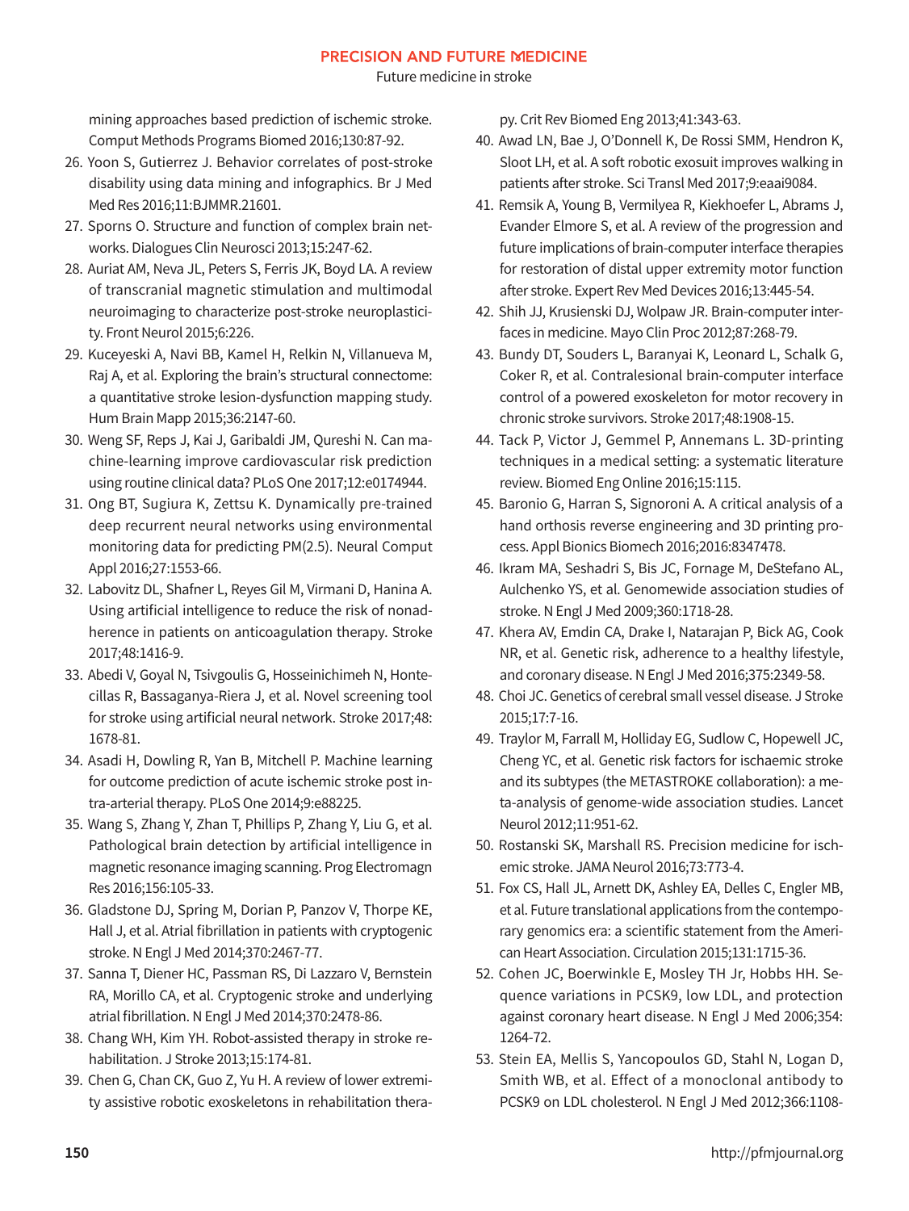mining approaches based prediction of ischemic stroke. Comput Methods Programs Biomed 2016;130:87-92.

26. Yoon S, Gutierrez J. Behavior correlates of post-stroke disability using data mining and infographics. Br J Med Med Res 2016;11:BJMMR.21601.
27. Sporns O. Structure and function of complex brain networks. Dialogues Clin Neurosci 2013;15:247-62.
28. Auriat AM, Neva JL, Peters S, Ferris JK, Boyd LA. A review of transcranial magnetic stimulation and multimodal neuroimaging to characterize post-stroke neuroplasticity. Front Neurol 2015;6:226.
29. Kuceyeski A, Navi BB, Kamel H, Relkin N, Villanueva M, Raj A, et al. Exploring the brain's structural connectome: a quantitative stroke lesion-dysfunction mapping study. Hum Brain Mapp 2015;36:2147-60.
30. Weng SF, Reps J, Kai J, Garibaldi JM, Qureshi N. Can machine-learning improve cardiovascular risk prediction using routine clinical data? PLoS One 2017;12:e0174944.
31. Ong BT, Sugiura K, Zettsu K. Dynamically pre-trained deep recurrent neural networks using environmental monitoring data for predicting PM(2.5). Neural Comput Appl 2016;27:1553-66.
32. Labovitz DL, Shafner L, Reyes Gil M, Virmani D, Hanina A. Using artificial intelligence to reduce the risk of nonadherence in patients on anticoagulation therapy. Stroke 2017;48:1416-9.
33. Abedi V, Goyal N, Tsivgoulis G, Hosseinichimeh N, Hontecillas R, Bassaganya-Riera J, et al. Novel screening tool for stroke using artificial neural network. Stroke 2017;48:1678-81.
34. Asadi H, Dowling R, Yan B, Mitchell P. Machine learning for outcome prediction of acute ischemic stroke post intra-arterial therapy. PLoS One 2014;9:e88225.
35. Wang S, Zhang Y, Zhan T, Phillips P, Zhang Y, Liu G, et al. Pathological brain detection by artificial intelligence in magnetic resonance imaging scanning. Prog Electromagn Res 2016;156:105-33.
36. Gladstone DJ, Spring M, Dorian P, Panzov V, Thorpe KE, Hall J, et al. Atrial fibrillation in patients with cryptogenic stroke. N Engl J Med 2014;370:2467-77.
37. Sanna T, Diener HC, Passman RS, Di Lazzaro V, Bernstein RA, Morillo CA, et al. Cryptogenic stroke and underlying atrial fibrillation. N Engl J Med 2014;370:2478-86.
38. Chang WH, Kim YH. Robot-assisted therapy in stroke rehabilitation. J Stroke 2013;15:174-81.
39. Chen G, Chan CK, Guo Z, Yu H. A review of lower extremity assistive robotic exoskeletons in rehabilitation therapy. Crit Rev Biomed Eng 2013;41:343-63.
40. Awad LN, Bae J, O'Donnell K, De Rossi SMM, Hendron K, Sloot LH, et al. A soft robotic exosuit improves walking in patients after stroke. Sci Transl Med 2017;9:eaai9084.
41. Remsik A, Young B, Vermilyea R, Kiekhoefer L, Abrams J, Evander Elmore S, et al. A review of the progression and future implications of brain-computer interface therapies for restoration of distal upper extremity motor function after stroke. Expert Rev Med Devices 2016;13:445-54.
42. Shih JJ, Krusienski DJ, Wolpaw JR. Brain-computer interfaces in medicine. Mayo Clin Proc 2012;87:268-79.
43. Bundy DT, Souders L, Baranyai K, Leonard L, Schalk G, Coker R, et al. Contralesional brain-computer interface control of a powered exoskeleton for motor recovery in chronic stroke survivors. Stroke 2017;48:1908-15.
44. Tack P, Victor J, Gemmel P, Annemans L. 3D-printing techniques in a medical setting: a systematic literature review. Biomed Eng Online 2016;15:115.
45. Baronio G, Harran S, Signoroni A. A critical analysis of a hand orthosis reverse engineering and 3D printing process. Appl Bionics Biomech 2016;2016:8347478.
46. Ikram MA, Seshadri S, Bis JC, Fornage M, DeStefano AL, Aulchenko YS, et al. Genomewide association studies of stroke. N Engl J Med 2009;360:1718-28.
47. Khera AV, Emdin CA, Drake I, Natarajan P, Bick AG, Cook NR, et al. Genetic risk, adherence to a healthy lifestyle, and coronary disease. N Engl J Med 2016;375:2349-58.
48. Choi JC. Genetics of cerebral small vessel disease. J Stroke 2015;17:7-16.
49. Traylor M, Farrall M, Holliday EG, Sudlow C, Hopewell JC, Cheng YC, et al. Genetic risk factors for ischaemic stroke and its subtypes (the METASTROKE collaboration): a meta-analysis of genome-wide association studies. Lancet Neurol 2012;11:951-62.
50. Rostanski SK, Marshall RS. Precision medicine for ischemic stroke. JAMA Neurol 2016;73:773-4.
51. Fox CS, Hall JL, Arnett DK, Ashley EA, Delles C, Engler MB, et al. Future translational applications from the contemporary genomics era: a scientific statement from the American Heart Association. Circulation 2015;131:1715-36.
52. Cohen JC, Boerwinkle E, Mosley TH Jr, Hobbs HH. Sequence variations in PCSK9, low LDL, and protection against coronary heart disease. N Engl J Med 2006;354:1264-72.
53. Stein EA, Mellis S, Yancopoulos GD, Stahl N, Logan D, Smith WB, et al. Effect of a monoclonal antibody to PCSK9 on LDL cholesterol. N Engl J Med 2012;366:1108-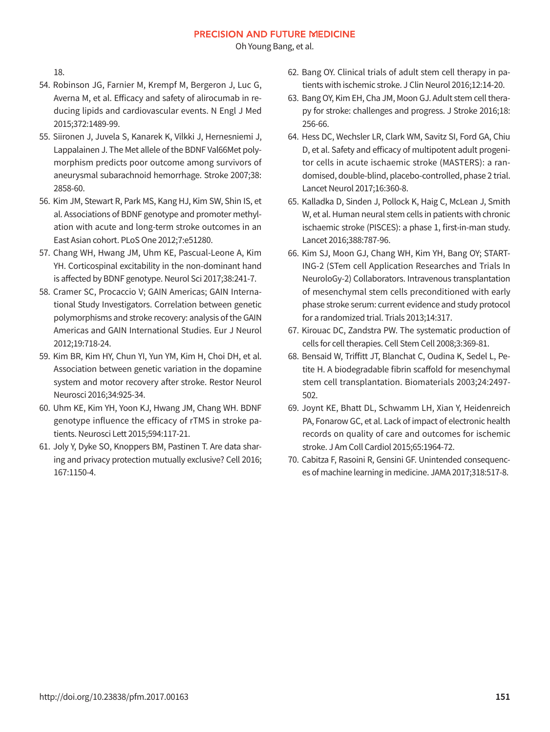18.

54. Robinson JG, Farnier M, Krempf M, Bergeron J, Luc G, Averna M, et al. Efficacy and safety of alirocumab in reducing lipids and cardiovascular events. N Engl J Med 2015;372:1489-99.
55. Siironen J, Juvela S, Kanarek K, Vilkki J, Hernesniemi J, Lappalainen J. The Met allele of the BDNF Val66Met polymorphism predicts poor outcome among survivors of aneurysmal subarachnoid hemorrhage. Stroke 2007;38:2858-60.
56. Kim JM, Stewart R, Park MS, Kang HJ, Kim SW, Shin IS, et al. Associations of BDNF genotype and promoter methylation with acute and long-term stroke outcomes in an East Asian cohort. PLoS One 2012;7:e51280.
57. Chang WH, Hwang JM, Uhm KE, Pascual-Leone A, Kim YH. Corticospinal excitability in the non-dominant hand is affected by BDNF genotype. Neurol Sci 2017;38:241-7.
58. Cramer SC, Procaccio V; GAIN Americas; GAIN International Study Investigators. Correlation between genetic polymorphisms and stroke recovery: analysis of the GAIN Americas and GAIN International Studies. Eur J Neurol 2012;19:718-24.
59. Kim BR, Kim HY, Chun YI, Yun YM, Kim H, Choi DH, et al. Association between genetic variation in the dopamine system and motor recovery after stroke. Restor Neurol Neurosci 2016;34:925-34.
60. Uhm KE, Kim YH, Yoon KJ, Hwang JM, Chang WH. BDNF genotype influence the efficacy of rTMS in stroke patients. Neurosci Lett 2015;594:117-21.
61. Joly Y, Dyke SO, Knoppers BM, Pastinen T. Are data sharing and privacy protection mutually exclusive? Cell 2016;167:1150-4.
62. Bang OY. Clinical trials of adult stem cell therapy in patients with ischemic stroke. J Clin Neurol 2016;12:14-20.
63. Bang OY, Kim EH, Cha JM, Moon GJ. Adult stem cell therapy for stroke: challenges and progress. J Stroke 2016;18:256-66.
64. Hess DC, Wechsler LR, Clark WM, Savitz SI, Ford GA, Chiu D, et al. Safety and efficacy of multipotent adult progenitor cells in acute ischaemic stroke (MASTERS): a randomised, double-blind, placebo-controlled, phase 2 trial. Lancet Neurol 2017;16:360-8.
65. Kalladka D, Sinden J, Pollock K, Haig C, McLean J, Smith W, et al. Human neural stem cells in patients with chronic ischaemic stroke (PISCES): a phase 1, first-in-man study. Lancet 2016;388:787-96.
66. Kim SJ, Moon GJ, Chang WH, Kim YH, Bang OY; STARTING-2 (STem cell Application Researches and Trials In NeuroloGy-2) Collaborators. Intravenous transplantation of mesenchymal stem cells preconditioned with early phase stroke serum: current evidence and study protocol for a randomized trial. Trials 2013;14:317.
67. Kirouac DC, Zandstra PW. The systematic production of cells for cell therapies. Cell Stem Cell 2008;3:369-81.
68. Bensaid W, Triffitt JT, Blanchat C, Oudina K, Sedel L, Petite H. A biodegradable fibrin scaffold for mesenchymal stem cell transplantation. Biomaterials 2003;24:2497-502.
69. Joynt KE, Bhatt DL, Schwamm LH, Xian Y, Heidenreich PA, Fonarow GC, et al. Lack of impact of electronic health records on quality of care and outcomes for ischemic stroke. J Am Coll Cardiol 2015;65:1964-72.
70. Cabitza F, Rasoini R, Gensini GF. Unintended consequences of machine learning in medicine. JAMA 2017;318:517-8.